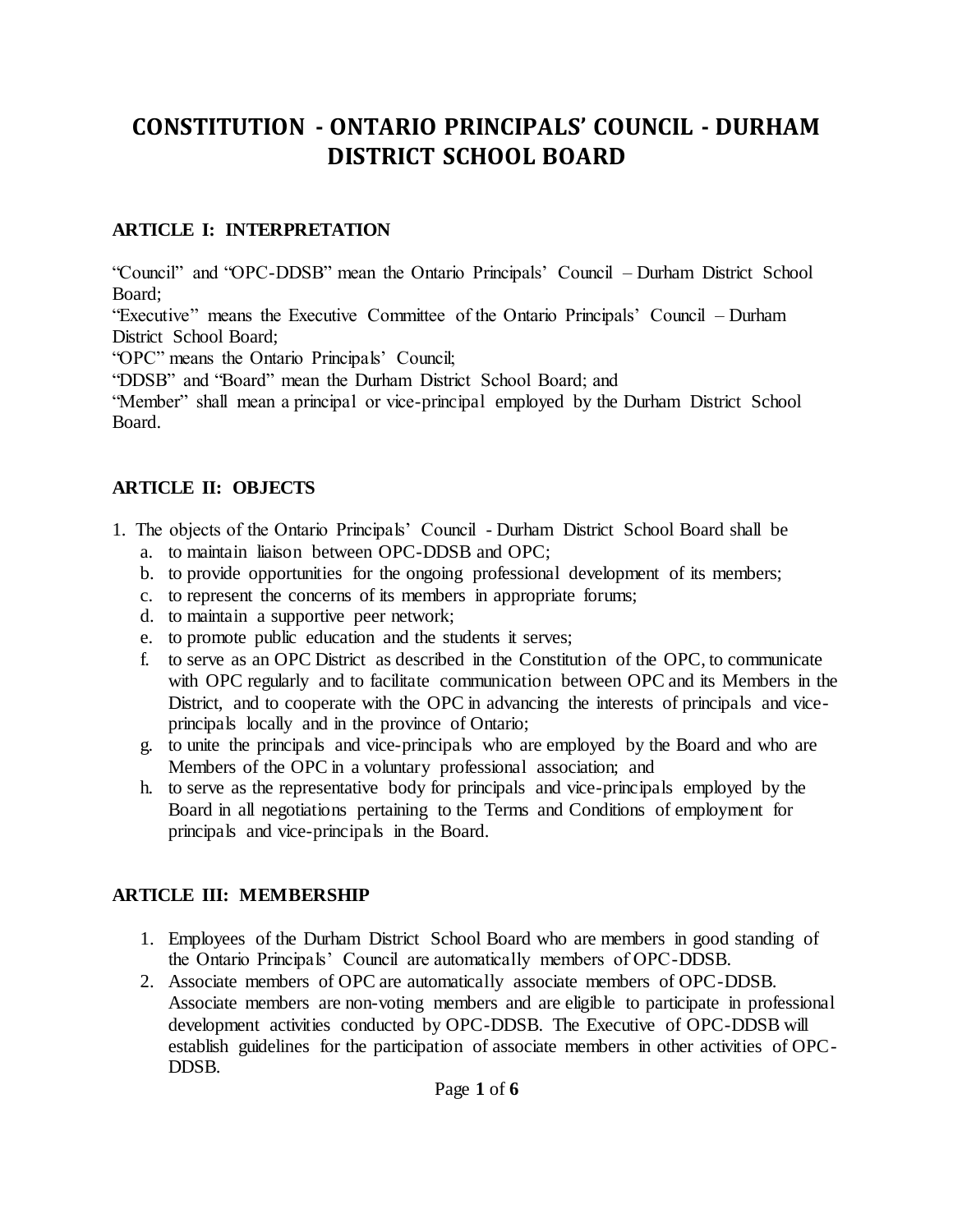# CONSTITUTION - ONTARIO PRINCIPALS' COUNCIL - DURHAM DISTRICT SCHOOL BOARD

## ARTICLE I: INTERPRETATION

"Council" and "OPC-DDSB" mean the Ontario Principals' Council – Durham District School Board;
"Executive" means the Executive Committee of the Ontario Principals' Council – Durham District School Board;
"OPC" means the Ontario Principals' Council;
"DDSB" and "Board" mean the Durham District School Board; and
"Member" shall mean a principal or vice-principal employed by the Durham District School Board.

## ARTICLE II: OBJECTS

1. The objects of the Ontario Principals' Council - Durham District School Board shall be
   a. to maintain liaison between OPC-DDSB and OPC;
   b. to provide opportunities for the ongoing professional development of its members;
   c. to represent the concerns of its members in appropriate forums;
   d. to maintain a supportive peer network;
   e. to promote public education and the students it serves;
   f. to serve as an OPC District as described in the Constitution of the OPC, to communicate with OPC regularly and to facilitate communication between OPC and its Members in the District, and to cooperate with the OPC in advancing the interests of principals and vice-principals locally and in the province of Ontario;
   g. to unite the principals and vice-principals who are employed by the Board and who are Members of the OPC in a voluntary professional association; and
   h. to serve as the representative body for principals and vice-principals employed by the Board in all negotiations pertaining to the Terms and Conditions of employment for principals and vice-principals in the Board.

## ARTICLE III: MEMBERSHIP

1. Employees of the Durham District School Board who are members in good standing of the Ontario Principals' Council are automatically members of OPC-DDSB.
2. Associate members of OPC are automatically associate members of OPC-DDSB. Associate members are non-voting members and are eligible to participate in professional development activities conducted by OPC-DDSB. The Executive of OPC-DDSB will establish guidelines for the participation of associate members in other activities of OPC-DDSB.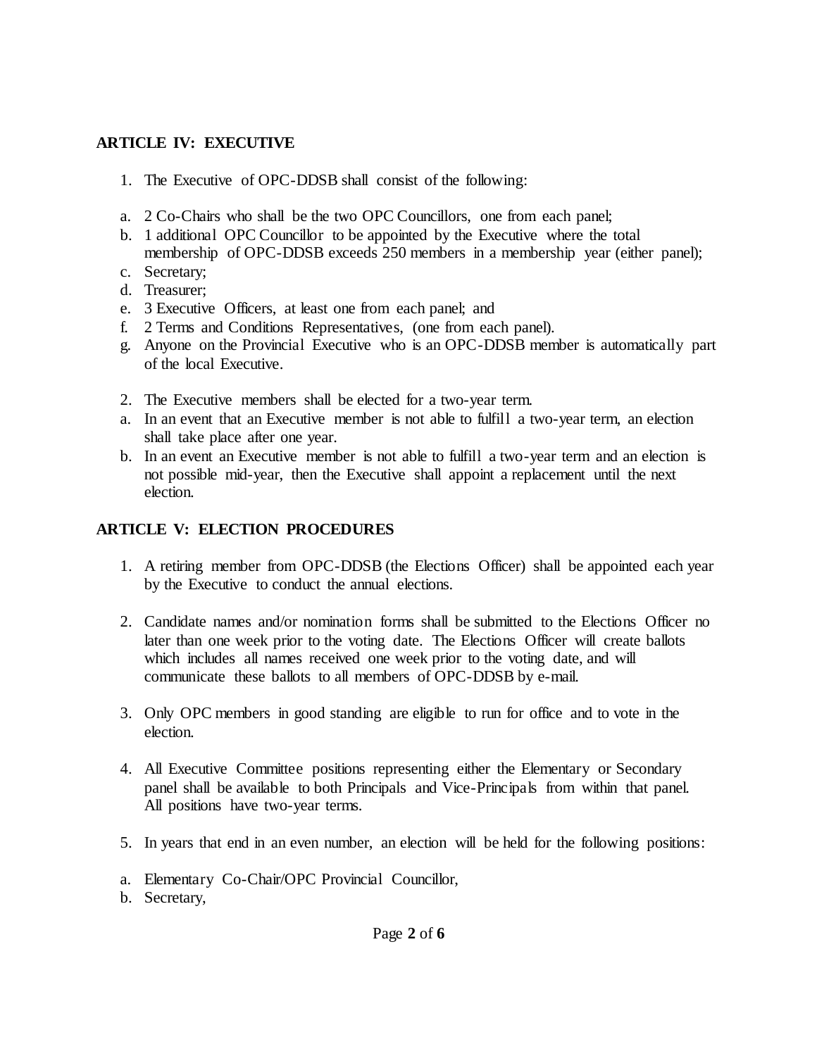## ARTICLE IV: EXECUTIVE

1. The Executive of OPC-DDSB shall consist of the following:

a. 2 Co-Chairs who shall be the two OPC Councillors, one from each panel;
b. 1 additional OPC Councillor to be appointed by the Executive where the total membership of OPC-DDSB exceeds 250 members in a membership year (either panel);
c. Secretary;
d. Treasurer;
e. 3 Executive Officers, at least one from each panel; and
f. 2 Terms and Conditions Representatives, (one from each panel).
g. Anyone on the Provincial Executive who is an OPC-DDSB member is automatically part of the local Executive.

2. The Executive members shall be elected for a two-year term.

a. In an event that an Executive member is not able to fulfill a two-year term, an election shall take place after one year.
b. In an event an Executive member is not able to fulfill a two-year term and an election is not possible mid-year, then the Executive shall appoint a replacement until the next election.

## ARTICLE V: ELECTION PROCEDURES

1. A retiring member from OPC-DDSB (the Elections Officer) shall be appointed each year by the Executive to conduct the annual elections.

2. Candidate names and/or nomination forms shall be submitted to the Elections Officer no later than one week prior to the voting date. The Elections Officer will create ballots which includes all names received one week prior to the voting date, and will communicate these ballots to all members of OPC-DDSB by e-mail.

3. Only OPC members in good standing are eligible to run for office and to vote in the election.

4. All Executive Committee positions representing either the Elementary or Secondary panel shall be available to both Principals and Vice-Principals from within that panel. All positions have two-year terms.

5. In years that end in an even number, an election will be held for the following positions:

a. Elementary Co-Chair/OPC Provincial Councillor,
b. Secretary,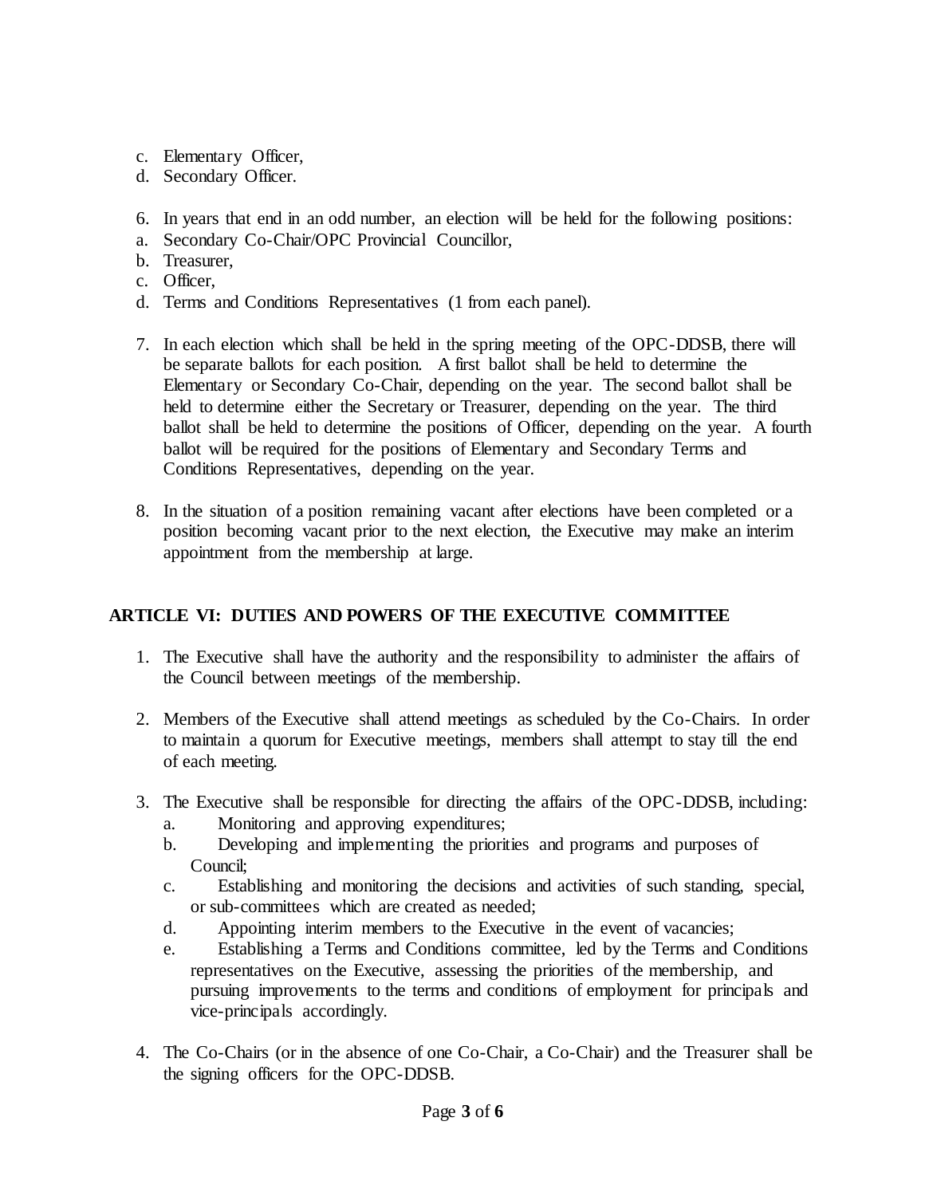c. Elementary Officer,
d. Secondary Officer.

6. In years that end in an odd number, an election will be held for the following positions:
a. Secondary Co-Chair/OPC Provincial Councillor,
b. Treasurer,
c. Officer,
d. Terms and Conditions Representatives (1 from each panel).

7. In each election which shall be held in the spring meeting of the OPC-DDSB, there will be separate ballots for each position. A first ballot shall be held to determine the Elementary or Secondary Co-Chair, depending on the year. The second ballot shall be held to determine either the Secretary or Treasurer, depending on the year. The third ballot shall be held to determine the positions of Officer, depending on the year. A fourth ballot will be required for the positions of Elementary and Secondary Terms and Conditions Representatives, depending on the year.

8. In the situation of a position remaining vacant after elections have been completed or a position becoming vacant prior to the next election, the Executive may make an interim appointment from the membership at large.

## ARTICLE VI: DUTIES AND POWERS OF THE EXECUTIVE COMMITTEE

1. The Executive shall have the authority and the responsibility to administer the affairs of the Council between meetings of the membership.

2. Members of the Executive shall attend meetings as scheduled by the Co-Chairs. In order to maintain a quorum for Executive meetings, members shall attempt to stay till the end of each meeting.

3. The Executive shall be responsible for directing the affairs of the OPC-DDSB, including:
   a. Monitoring and approving expenditures;
   b. Developing and implementing the priorities and programs and purposes of Council;
   c. Establishing and monitoring the decisions and activities of such standing, special, or sub-committees which are created as needed;
   d. Appointing interim members to the Executive in the event of vacancies;
   e. Establishing a Terms and Conditions committee, led by the Terms and Conditions representatives on the Executive, assessing the priorities of the membership, and pursuing improvements to the terms and conditions of employment for principals and vice-principals accordingly.

4. The Co-Chairs (or in the absence of one Co-Chair, a Co-Chair) and the Treasurer shall be the signing officers for the OPC-DDSB.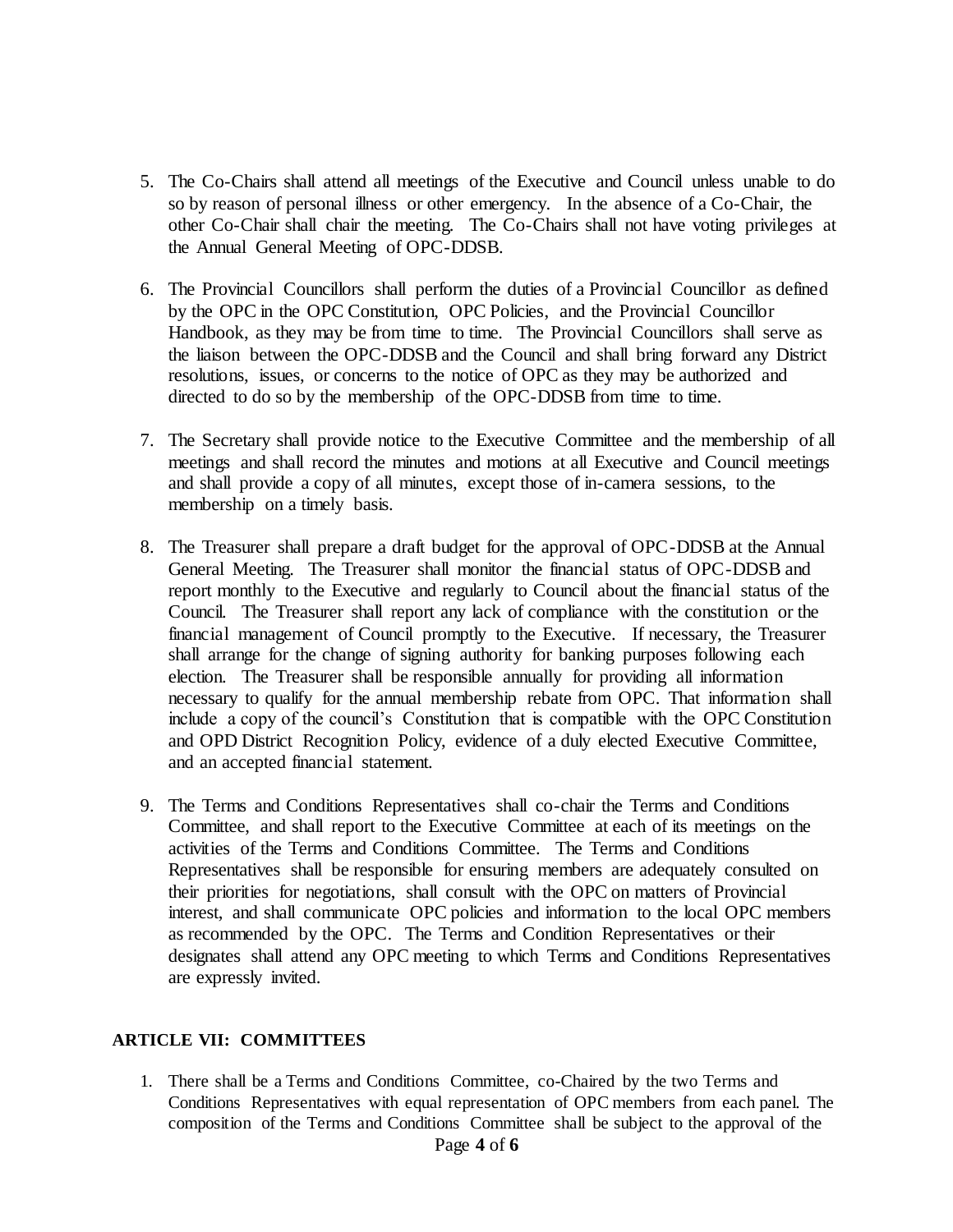5. The Co-Chairs shall attend all meetings of the Executive and Council unless unable to do so by reason of personal illness or other emergency. In the absence of a Co-Chair, the other Co-Chair shall chair the meeting. The Co-Chairs shall not have voting privileges at the Annual General Meeting of OPC-DDSB.

6. The Provincial Councillors shall perform the duties of a Provincial Councillor as defined by the OPC in the OPC Constitution, OPC Policies, and the Provincial Councillor Handbook, as they may be from time to time. The Provincial Councillors shall serve as the liaison between the OPC-DDSB and the Council and shall bring forward any District resolutions, issues, or concerns to the notice of OPC as they may be authorized and directed to do so by the membership of the OPC-DDSB from time to time.

7. The Secretary shall provide notice to the Executive Committee and the membership of all meetings and shall record the minutes and motions at all Executive and Council meetings and shall provide a copy of all minutes, except those of in-camera sessions, to the membership on a timely basis.

8. The Treasurer shall prepare a draft budget for the approval of OPC-DDSB at the Annual General Meeting. The Treasurer shall monitor the financial status of OPC-DDSB and report monthly to the Executive and regularly to Council about the financial status of the Council. The Treasurer shall report any lack of compliance with the constitution or the financial management of Council promptly to the Executive. If necessary, the Treasurer shall arrange for the change of signing authority for banking purposes following each election. The Treasurer shall be responsible annually for providing all information necessary to qualify for the annual membership rebate from OPC. That information shall include a copy of the council's Constitution that is compatible with the OPC Constitution and OPD District Recognition Policy, evidence of a duly elected Executive Committee, and an accepted financial statement.

9. The Terms and Conditions Representatives shall co-chair the Terms and Conditions Committee, and shall report to the Executive Committee at each of its meetings on the activities of the Terms and Conditions Committee. The Terms and Conditions Representatives shall be responsible for ensuring members are adequately consulted on their priorities for negotiations, shall consult with the OPC on matters of Provincial interest, and shall communicate OPC policies and information to the local OPC members as recommended by the OPC. The Terms and Condition Representatives or their designates shall attend any OPC meeting to which Terms and Conditions Representatives are expressly invited.

## ARTICLE VII: COMMITTEES

1. There shall be a Terms and Conditions Committee, co-Chaired by the two Terms and Conditions Representatives with equal representation of OPC members from each panel. The composition of the Terms and Conditions Committee shall be subject to the approval of the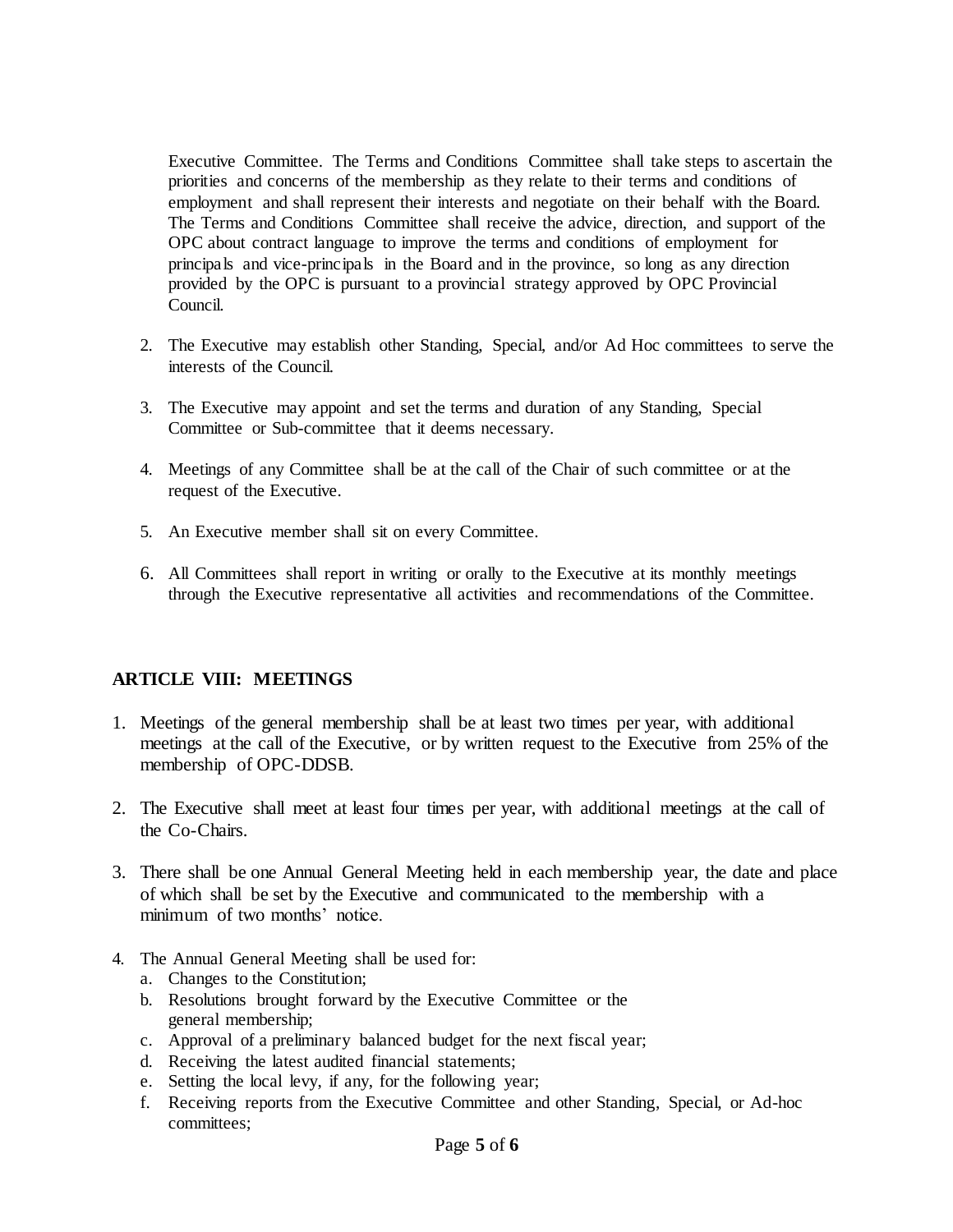Executive Committee. The Terms and Conditions Committee shall take steps to ascertain the priorities and concerns of the membership as they relate to their terms and conditions of employment and shall represent their interests and negotiate on their behalf with the Board. The Terms and Conditions Committee shall receive the advice, direction, and support of the OPC about contract language to improve the terms and conditions of employment for principals and vice-principals in the Board and in the province, so long as any direction provided by the OPC is pursuant to a provincial strategy approved by OPC Provincial Council.

2. The Executive may establish other Standing, Special, and/or Ad Hoc committees to serve the interests of the Council.

3. The Executive may appoint and set the terms and duration of any Standing, Special Committee or Sub-committee that it deems necessary.

4. Meetings of any Committee shall be at the call of the Chair of such committee or at the request of the Executive.

5. An Executive member shall sit on every Committee.

6. All Committees shall report in writing or orally to the Executive at its monthly meetings through the Executive representative all activities and recommendations of the Committee.

## ARTICLE VIII: MEETINGS

1. Meetings of the general membership shall be at least two times per year, with additional meetings at the call of the Executive, or by written request to the Executive from 25% of the membership of OPC-DDSB.

2. The Executive shall meet at least four times per year, with additional meetings at the call of the Co-Chairs.

3. There shall be one Annual General Meeting held in each membership year, the date and place of which shall be set by the Executive and communicated to the membership with a minimum of two months' notice.

4. The Annual General Meeting shall be used for:
   a. Changes to the Constitution;
   b. Resolutions brought forward by the Executive Committee or the general membership;
   c. Approval of a preliminary balanced budget for the next fiscal year;
   d. Receiving the latest audited financial statements;
   e. Setting the local levy, if any, for the following year;
   f. Receiving reports from the Executive Committee and other Standing, Special, or Ad-hoc committees;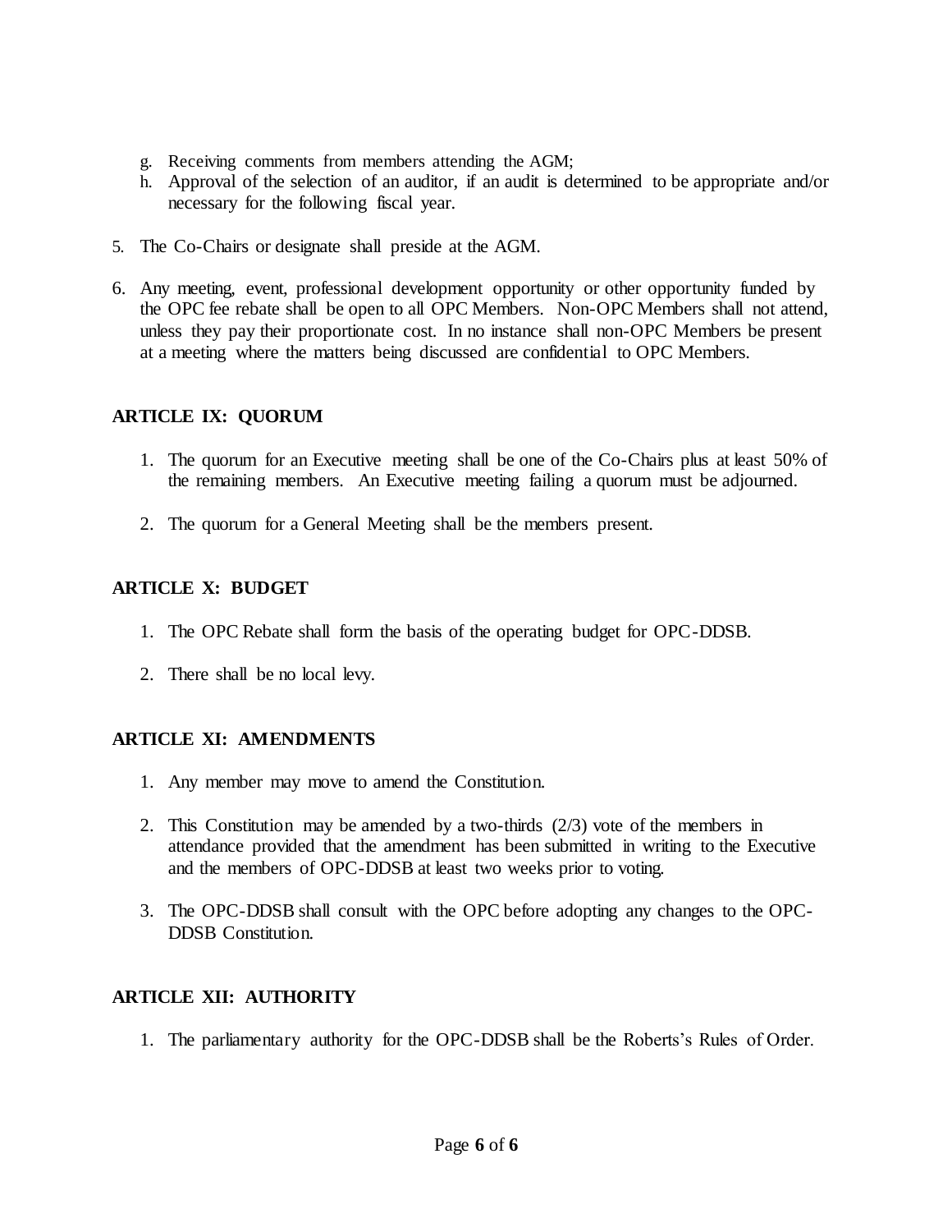g. Receiving comments from members attending the AGM;
h. Approval of the selection of an auditor, if an audit is determined to be appropriate and/or necessary for the following fiscal year.

5. The Co-Chairs or designate shall preside at the AGM.

6. Any meeting, event, professional development opportunity or other opportunity funded by the OPC fee rebate shall be open to all OPC Members. Non-OPC Members shall not attend, unless they pay their proportionate cost. In no instance shall non-OPC Members be present at a meeting where the matters being discussed are confidential to OPC Members.

## ARTICLE IX: QUORUM

1. The quorum for an Executive meeting shall be one of the Co-Chairs plus at least 50% of the remaining members. An Executive meeting failing a quorum must be adjourned.

2. The quorum for a General Meeting shall be the members present.

## ARTICLE X: BUDGET

1. The OPC Rebate shall form the basis of the operating budget for OPC-DDSB.

2. There shall be no local levy.

## ARTICLE XI: AMENDMENTS

1. Any member may move to amend the Constitution.

2. This Constitution may be amended by a two-thirds (2/3) vote of the members in attendance provided that the amendment has been submitted in writing to the Executive and the members of OPC-DDSB at least two weeks prior to voting.

3. The OPC-DDSB shall consult with the OPC before adopting any changes to the OPC-DDSB Constitution.

## ARTICLE XII: AUTHORITY

1. The parliamentary authority for the OPC-DDSB shall be the Roberts's Rules of Order.